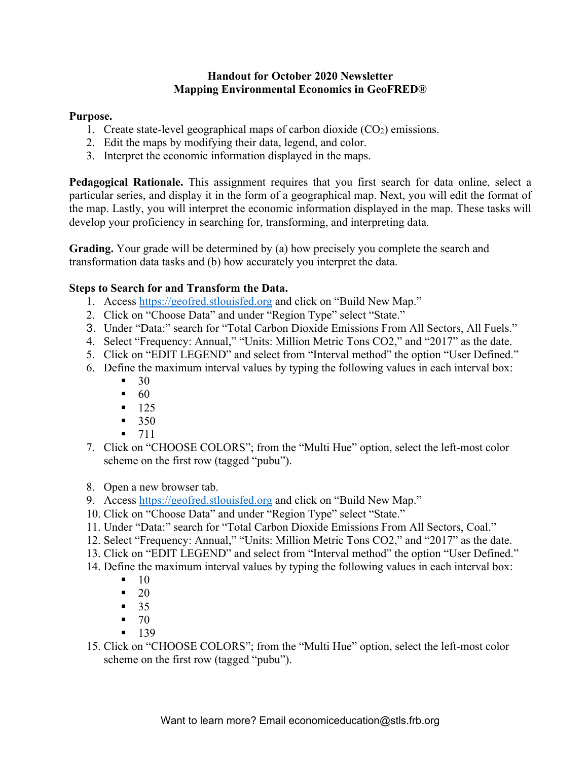**Handout for October 2020 Newsletter**
**Mapping Environmental Economics in GeoFRED®**

**Purpose.**

1. Create state-level geographical maps of carbon dioxide ($CO_2$) emissions.
2. Edit the maps by modifying their data, legend, and color.
3. Interpret the economic information displayed in the maps.

**Pedagogical Rationale.** This assignment requires that you first search for data online, select a particular series, and display it in the form of a geographical map. Next, you will edit the format of the map. Lastly, you will interpret the economic information displayed in the map. These tasks will develop your proficiency in searching for, transforming, and interpreting data.

**Grading.** Your grade will be determined by (a) how precisely you complete the search and transformation data tasks and (b) how accurately you interpret the data.

**Steps to Search for and Transform the Data.**

1. Access https://geofred.stlouisfed.org and click on "Build New Map."
2. Click on "Choose Data" and under "Region Type" select "State."
3. Under "Data:" search for "Total Carbon Dioxide Emissions From All Sectors, All Fuels."
4. Select "Frequency: Annual," "Units: Million Metric Tons CO2," and "2017" as the date.
5. Click on "EDIT LEGEND" and select from "Interval method" the option "User Defined."
6. Define the maximum interval values by typing the following values in each interval box:
   - 30
   - 60
   - 125
   - 350
   - 711
7. Click on "CHOOSE COLORS"; from the "Multi Hue" option, select the left-most color scheme on the first row (tagged "pubu").
8. Open a new browser tab.
9. Access https://geofred.stlouisfed.org and click on "Build New Map."
10. Click on "Choose Data" and under "Region Type" select "State."
11. Under "Data:" search for "Total Carbon Dioxide Emissions From All Sectors, Coal."
12. Select "Frequency: Annual," "Units: Million Metric Tons CO2," and "2017" as the date.
13. Click on "EDIT LEGEND" and select from "Interval method" the option "User Defined."
14. Define the maximum interval values by typing the following values in each interval box:
    - 10
    - 20
    - 35
    - 70
    - 139
15. Click on "CHOOSE COLORS"; from the "Multi Hue" option, select the left-most color scheme on the first row (tagged "pubu").

Want to learn more? Email economiceducation@stls.frb.org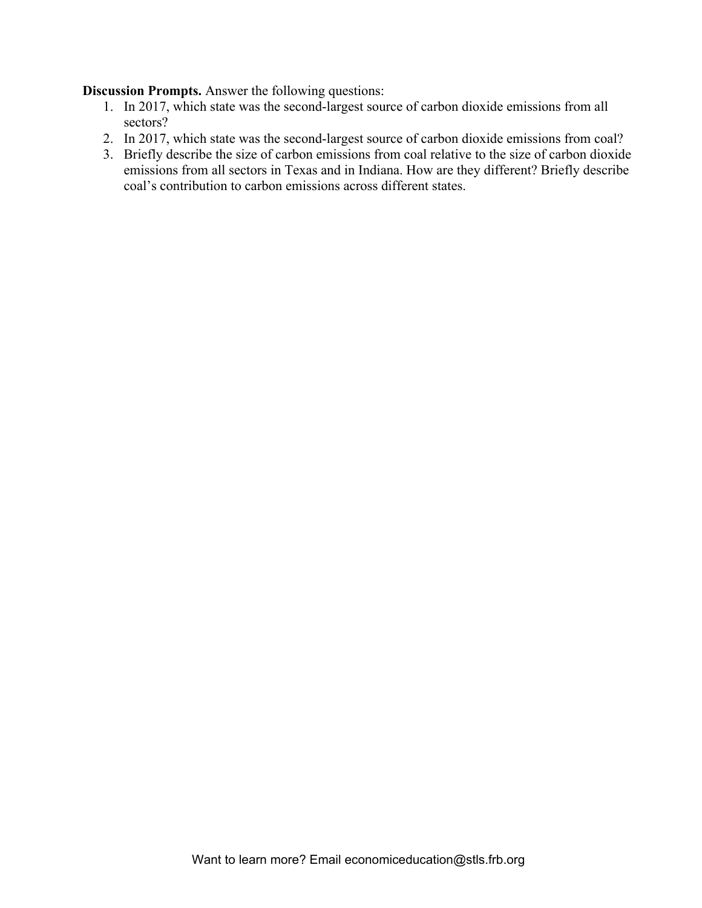**Discussion Prompts.** Answer the following questions:

1. In 2017, which state was the second-largest source of carbon dioxide emissions from all sectors?
2. In 2017, which state was the second-largest source of carbon dioxide emissions from coal?
3. Briefly describe the size of carbon emissions from coal relative to the size of carbon dioxide emissions from all sectors in Texas and in Indiana. How are they different? Briefly describe coal's contribution to carbon emissions across different states.

Want to learn more? Email economiceducation@stls.frb.org